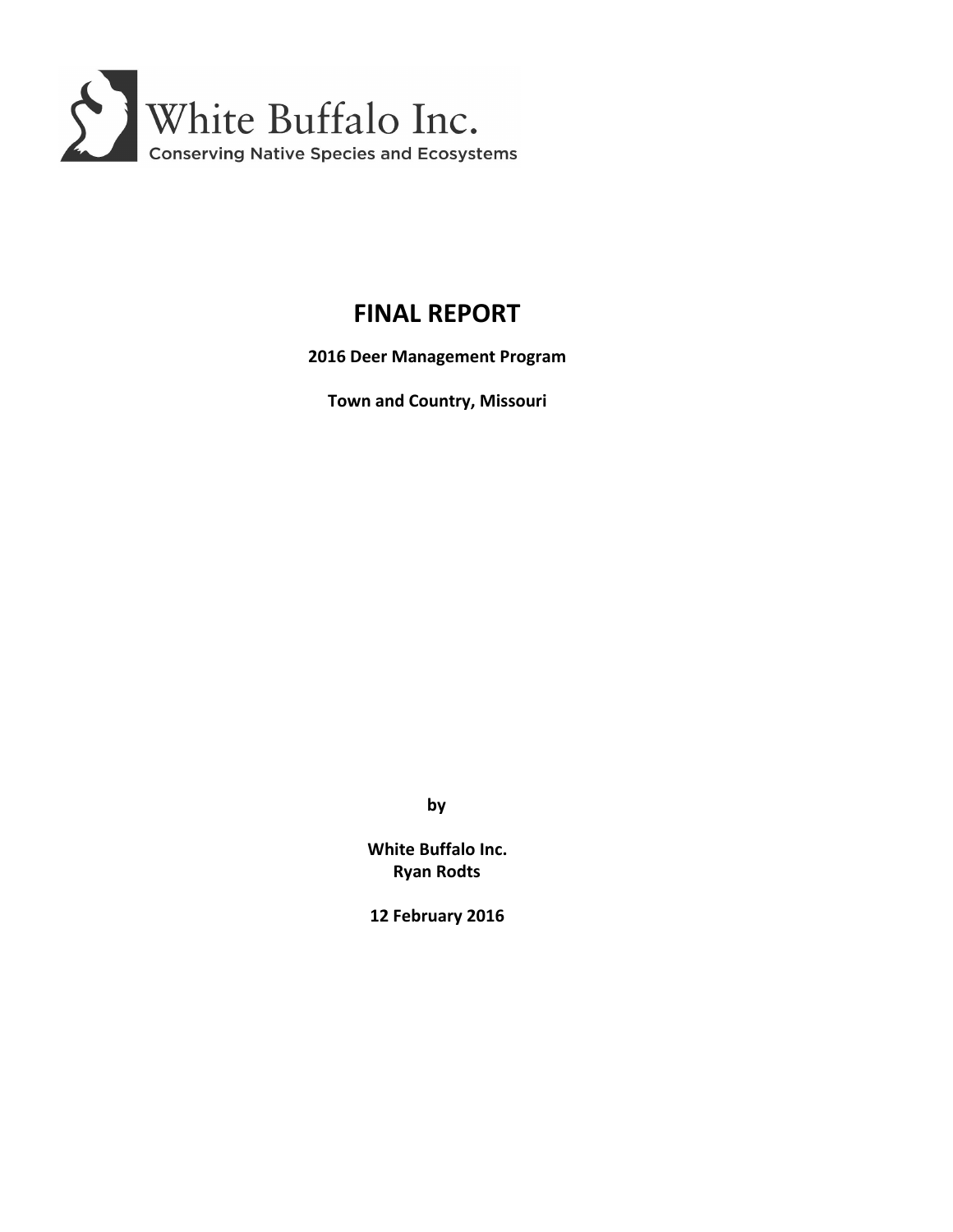White Buffalo Inc.
Conserving Native Species and Ecosystems

# FINAL REPORT

**2016 Deer Management Program**

**Town and Country, Missouri**

**by**

**White Buffalo Inc.**
**Ryan Rodts**

**12 February 2016**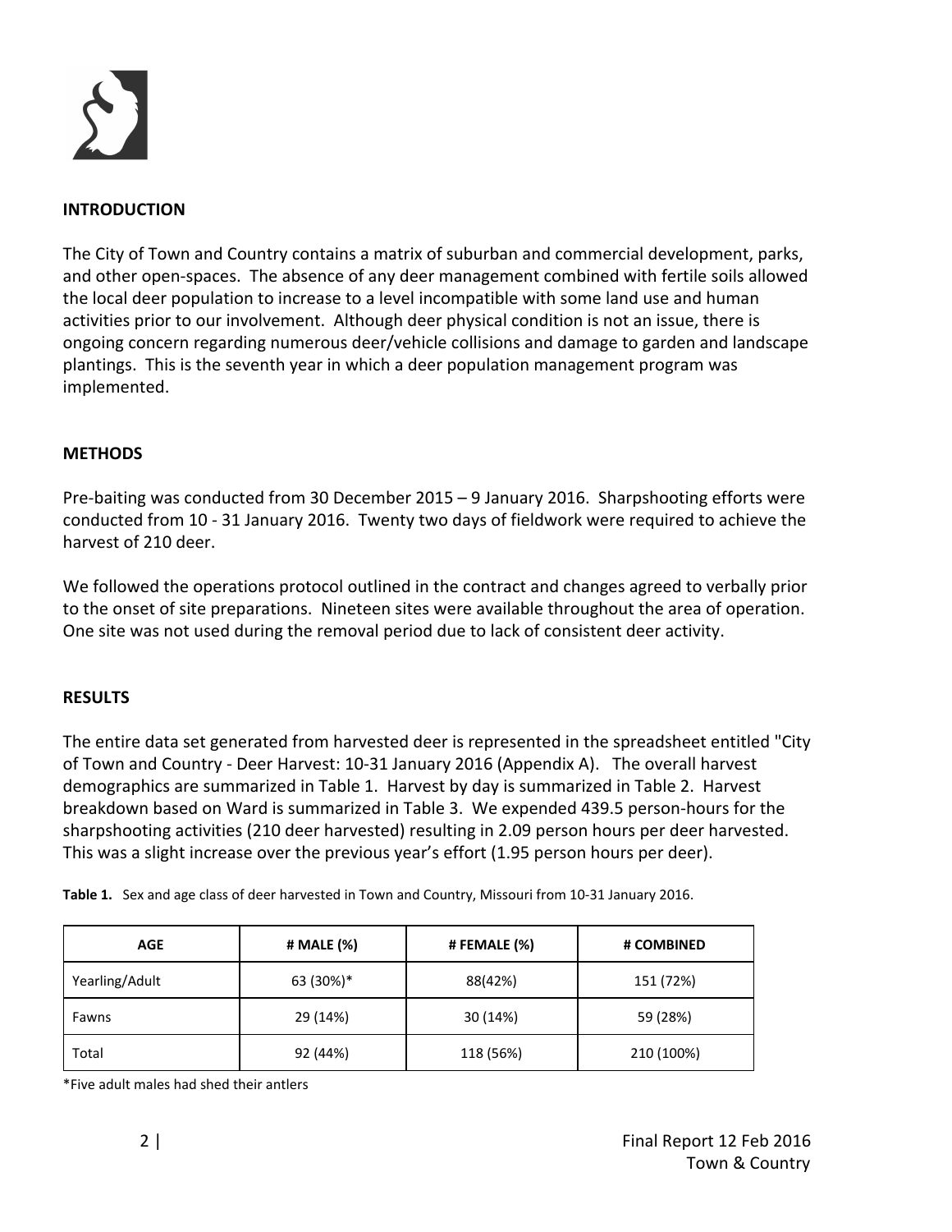## INTRODUCTION

The City of Town and Country contains a matrix of suburban and commercial development, parks, and other open-spaces. The absence of any deer management combined with fertile soils allowed the local deer population to increase to a level incompatible with some land use and human activities prior to our involvement. Although deer physical condition is not an issue, there is ongoing concern regarding numerous deer/vehicle collisions and damage to garden and landscape plantings. This is the seventh year in which a deer population management program was implemented.

## METHODS

Pre-baiting was conducted from 30 December 2015 – 9 January 2016. Sharpshooting efforts were conducted from 10 - 31 January 2016. Twenty two days of fieldwork were required to achieve the harvest of 210 deer.

We followed the operations protocol outlined in the contract and changes agreed to verbally prior to the onset of site preparations. Nineteen sites were available throughout the area of operation. One site was not used during the removal period due to lack of consistent deer activity.

## RESULTS

The entire data set generated from harvested deer is represented in the spreadsheet entitled "City of Town and Country - Deer Harvest: 10-31 January 2016 (Appendix A). The overall harvest demographics are summarized in Table 1. Harvest by day is summarized in Table 2. Harvest breakdown based on Ward is summarized in Table 3. We expended 439.5 person-hours for the sharpshooting activities (210 deer harvested) resulting in 2.09 person hours per deer harvested. This was a slight increase over the previous year's effort (1.95 person hours per deer).

**Table 1.** Sex and age class of deer harvested in Town and Country, Missouri from 10-31 January 2016.

| AGE | # MALE (%) | # FEMALE (%) | # COMBINED |
|---|---|---|---|
| Yearling/Adult | 63 (30%)* | 88(42%) | 151 (72%) |
| Fawns | 29 (14%) | 30 (14%) | 59 (28%) |
| Total | 92 (44%) | 118 (56%) | 210 (100%) |

*Five adult males had shed their antlers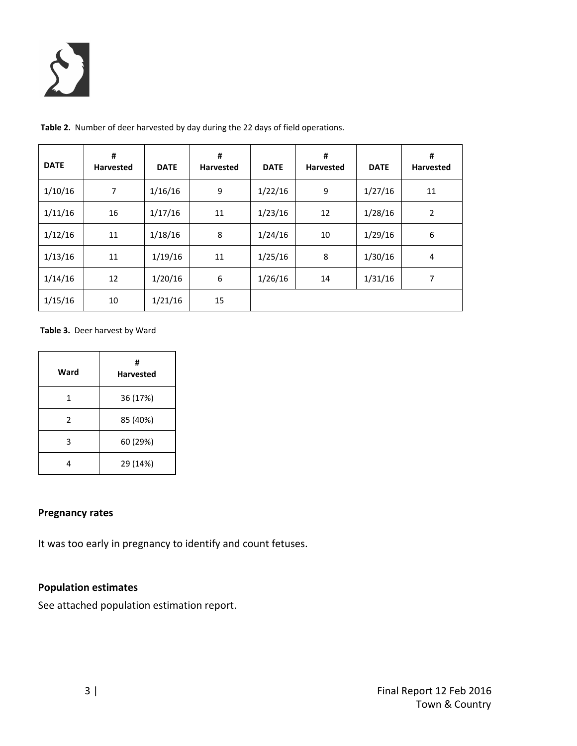**Table 2.** Number of deer harvested by day during the 22 days of field operations.

| DATE | # Harvested | DATE | # Harvested | DATE | # Harvested | DATE | # Harvested |
|---|---|---|---|---|---|---|---|
| 1/10/16 | 7 | 1/16/16 | 9 | 1/22/16 | 9 | 1/27/16 | 11 |
| 1/11/16 | 16 | 1/17/16 | 11 | 1/23/16 | 12 | 1/28/16 | 2 |
| 1/12/16 | 11 | 1/18/16 | 8 | 1/24/16 | 10 | 1/29/16 | 6 |
| 1/13/16 | 11 | 1/19/16 | 11 | 1/25/16 | 8 | 1/30/16 | 4 |
| 1/14/16 | 12 | 1/20/16 | 6 | 1/26/16 | 14 | 1/31/16 | 7 |
| 1/15/16 | 10 | 1/21/16 | 15 | | | | |

**Table 3.** Deer harvest by Ward

| Ward | # Harvested |
|---|---|
| 1 | 36 (17%) |
| 2 | 85 (40%) |
| 3 | 60 (29%) |
| 4 | 29 (14%) |

### Pregnancy rates

It was too early in pregnancy to identify and count fetuses.

### Population estimates

See attached population estimation report.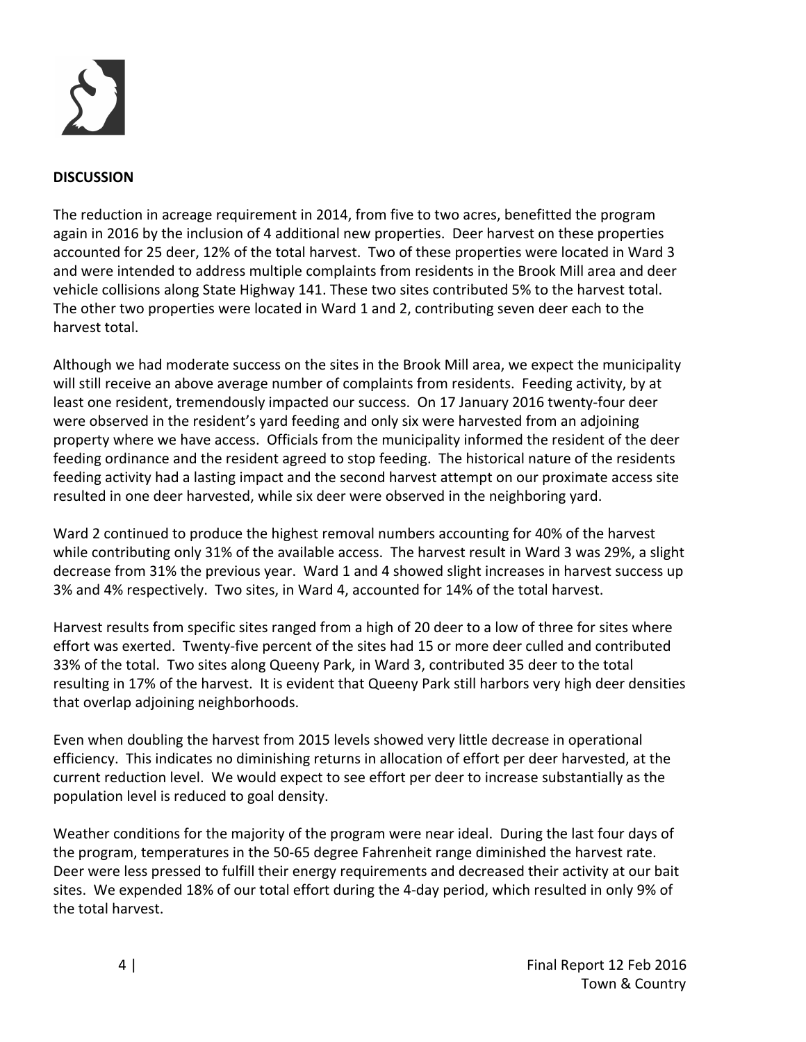**DISCUSSION**

The reduction in acreage requirement in 2014, from five to two acres, benefitted the program again in 2016 by the inclusion of 4 additional new properties. Deer harvest on these properties accounted for 25 deer, 12% of the total harvest. Two of these properties were located in Ward 3 and were intended to address multiple complaints from residents in the Brook Mill area and deer vehicle collisions along State Highway 141. These two sites contributed 5% to the harvest total. The other two properties were located in Ward 1 and 2, contributing seven deer each to the harvest total.

Although we had moderate success on the sites in the Brook Mill area, we expect the municipality will still receive an above average number of complaints from residents. Feeding activity, by at least one resident, tremendously impacted our success. On 17 January 2016 twenty-four deer were observed in the resident's yard feeding and only six were harvested from an adjoining property where we have access. Officials from the municipality informed the resident of the deer feeding ordinance and the resident agreed to stop feeding. The historical nature of the residents feeding activity had a lasting impact and the second harvest attempt on our proximate access site resulted in one deer harvested, while six deer were observed in the neighboring yard.

Ward 2 continued to produce the highest removal numbers accounting for 40% of the harvest while contributing only 31% of the available access. The harvest result in Ward 3 was 29%, a slight decrease from 31% the previous year. Ward 1 and 4 showed slight increases in harvest success up 3% and 4% respectively. Two sites, in Ward 4, accounted for 14% of the total harvest.

Harvest results from specific sites ranged from a high of 20 deer to a low of three for sites where effort was exerted. Twenty-five percent of the sites had 15 or more deer culled and contributed 33% of the total. Two sites along Queeny Park, in Ward 3, contributed 35 deer to the total resulting in 17% of the harvest. It is evident that Queeny Park still harbors very high deer densities that overlap adjoining neighborhoods.

Even when doubling the harvest from 2015 levels showed very little decrease in operational efficiency. This indicates no diminishing returns in allocation of effort per deer harvested, at the current reduction level. We would expect to see effort per deer to increase substantially as the population level is reduced to goal density.

Weather conditions for the majority of the program were near ideal. During the last four days of the program, temperatures in the 50-65 degree Fahrenheit range diminished the harvest rate. Deer were less pressed to fulfill their energy requirements and decreased their activity at our bait sites. We expended 18% of our total effort during the 4-day period, which resulted in only 9% of the total harvest.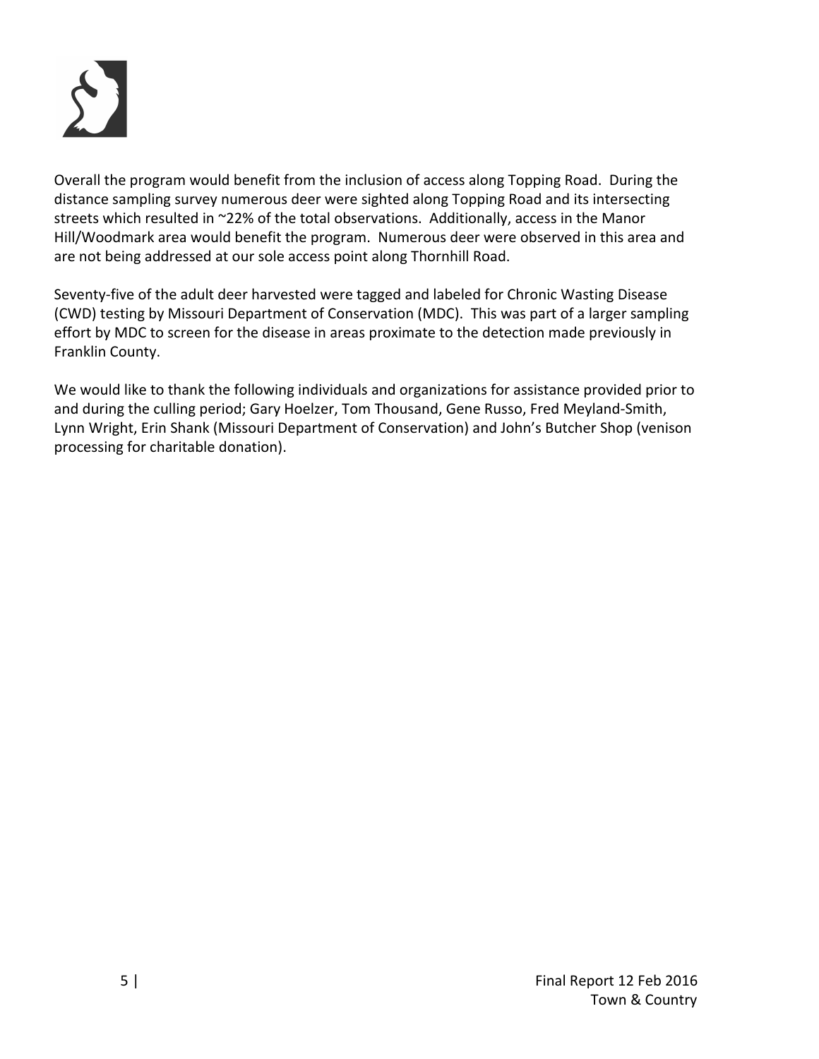Overall the program would benefit from the inclusion of access along Topping Road. During the distance sampling survey numerous deer were sighted along Topping Road and its intersecting streets which resulted in ~22% of the total observations. Additionally, access in the Manor Hill/Woodmark area would benefit the program. Numerous deer were observed in this area and are not being addressed at our sole access point along Thornhill Road.

Seventy-five of the adult deer harvested were tagged and labeled for Chronic Wasting Disease (CWD) testing by Missouri Department of Conservation (MDC). This was part of a larger sampling effort by MDC to screen for the disease in areas proximate to the detection made previously in Franklin County.

We would like to thank the following individuals and organizations for assistance provided prior to and during the culling period; Gary Hoelzer, Tom Thousand, Gene Russo, Fred Meyland-Smith, Lynn Wright, Erin Shank (Missouri Department of Conservation) and John's Butcher Shop (venison processing for charitable donation).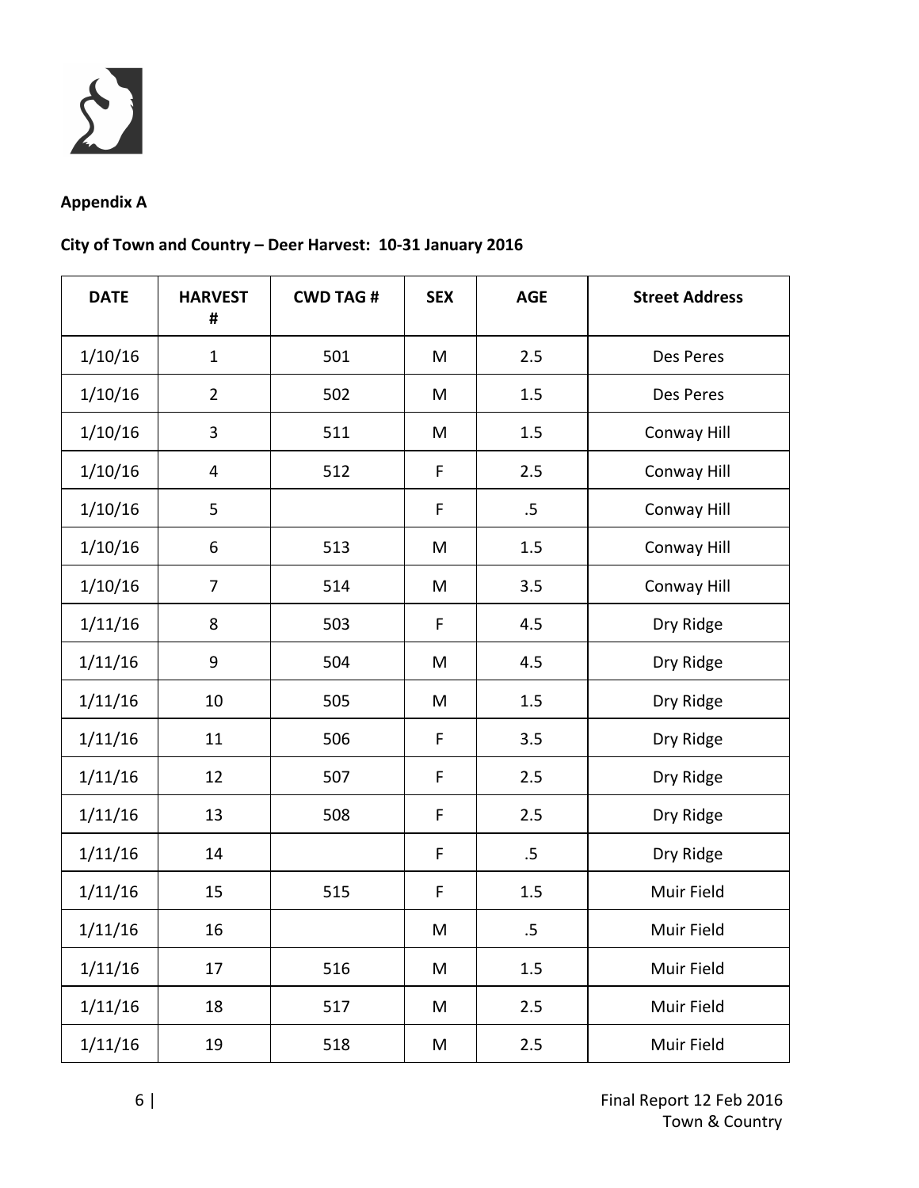**Appendix A**

**City of Town and Country – Deer Harvest: 10-31 January 2016**

| DATE | HARVEST # | CWD TAG # | SEX | AGE | Street Address |
|---|---|---|---|---|---|
| 1/10/16 | 1 | 501 | M | 2.5 | Des Peres |
| 1/10/16 | 2 | 502 | M | 1.5 | Des Peres |
| 1/10/16 | 3 | 511 | M | 1.5 | Conway Hill |
| 1/10/16 | 4 | 512 | F | 2.5 | Conway Hill |
| 1/10/16 | 5 | | F | .5 | Conway Hill |
| 1/10/16 | 6 | 513 | M | 1.5 | Conway Hill |
| 1/10/16 | 7 | 514 | M | 3.5 | Conway Hill |
| 1/11/16 | 8 | 503 | F | 4.5 | Dry Ridge |
| 1/11/16 | 9 | 504 | M | 4.5 | Dry Ridge |
| 1/11/16 | 10 | 505 | M | 1.5 | Dry Ridge |
| 1/11/16 | 11 | 506 | F | 3.5 | Dry Ridge |
| 1/11/16 | 12 | 507 | F | 2.5 | Dry Ridge |
| 1/11/16 | 13 | 508 | F | 2.5 | Dry Ridge |
| 1/11/16 | 14 | | F | .5 | Dry Ridge |
| 1/11/16 | 15 | 515 | F | 1.5 | Muir Field |
| 1/11/16 | 16 | | M | .5 | Muir Field |
| 1/11/16 | 17 | 516 | M | 1.5 | Muir Field |
| 1/11/16 | 18 | 517 | M | 2.5 | Muir Field |
| 1/11/16 | 19 | 518 | M | 2.5 | Muir Field |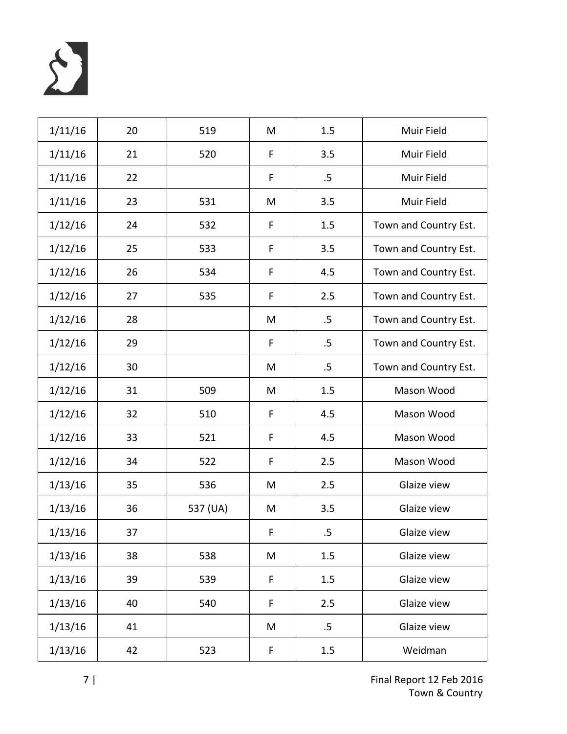| | | | | | |
|---|---|---|---|---|---|
| 1/11/16 | 20 | 519 | M | 1.5 | Muir Field |
| 1/11/16 | 21 | 520 | F | 3.5 | Muir Field |
| 1/11/16 | 22 | | F | .5 | Muir Field |
| 1/11/16 | 23 | 531 | M | 3.5 | Muir Field |
| 1/12/16 | 24 | 532 | F | 1.5 | Town and Country Est. |
| 1/12/16 | 25 | 533 | F | 3.5 | Town and Country Est. |
| 1/12/16 | 26 | 534 | F | 4.5 | Town and Country Est. |
| 1/12/16 | 27 | 535 | F | 2.5 | Town and Country Est. |
| 1/12/16 | 28 | | M | .5 | Town and Country Est. |
| 1/12/16 | 29 | | F | .5 | Town and Country Est. |
| 1/12/16 | 30 | | M | .5 | Town and Country Est. |
| 1/12/16 | 31 | 509 | M | 1.5 | Mason Wood |
| 1/12/16 | 32 | 510 | F | 4.5 | Mason Wood |
| 1/12/16 | 33 | 521 | F | 4.5 | Mason Wood |
| 1/12/16 | 34 | 522 | F | 2.5 | Mason Wood |
| 1/13/16 | 35 | 536 | M | 2.5 | Glaize view |
| 1/13/16 | 36 | 537 (UA) | M | 3.5 | Glaize view |
| 1/13/16 | 37 | | F | .5 | Glaize view |
| 1/13/16 | 38 | 538 | M | 1.5 | Glaize view |
| 1/13/16 | 39 | 539 | F | 1.5 | Glaize view |
| 1/13/16 | 40 | 540 | F | 2.5 | Glaize view |
| 1/13/16 | 41 | | M | .5 | Glaize view |
| 1/13/16 | 42 | 523 | F | 1.5 | Weidman |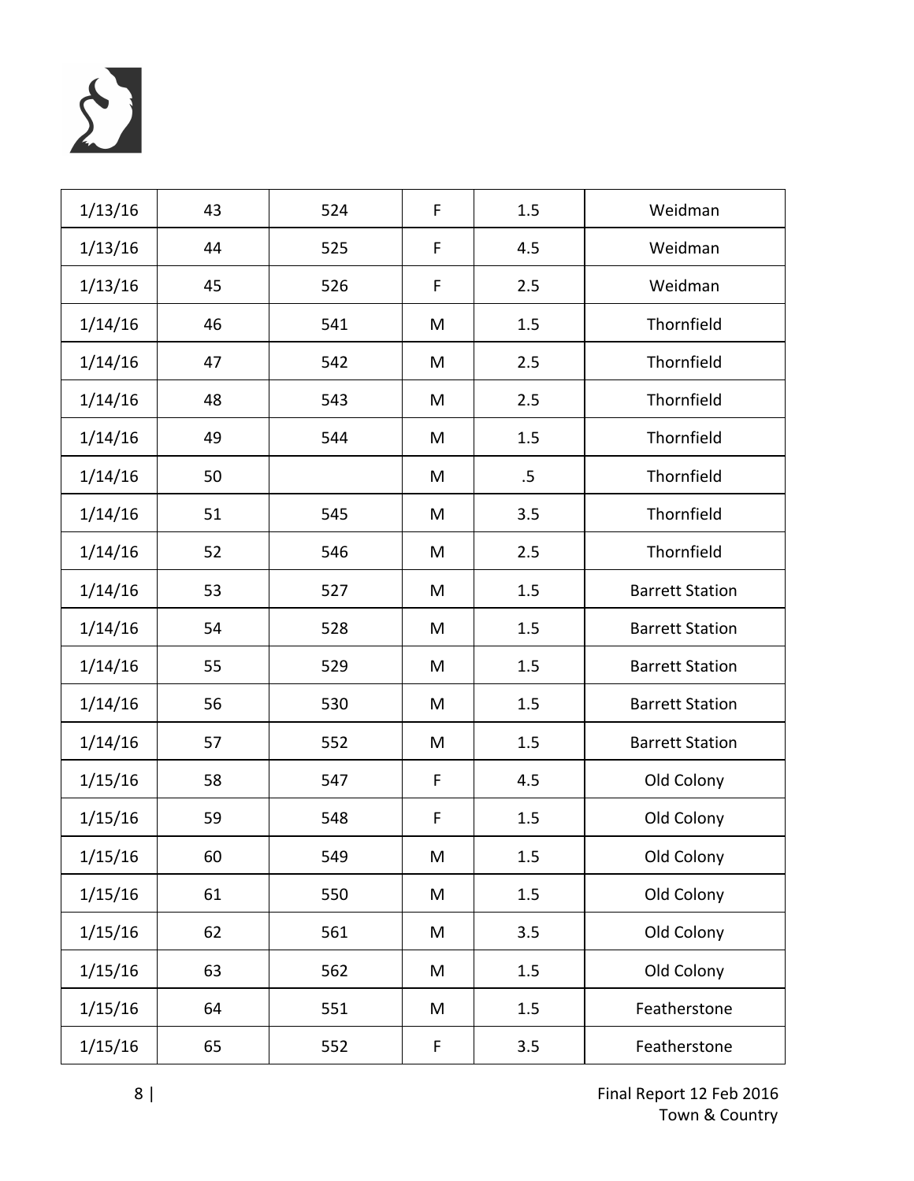| | | | | | |
|---|---|---|---|---|---|
| 1/13/16 | 43 | 524 | F | 1.5 | Weidman |
| 1/13/16 | 44 | 525 | F | 4.5 | Weidman |
| 1/13/16 | 45 | 526 | F | 2.5 | Weidman |
| 1/14/16 | 46 | 541 | M | 1.5 | Thornfield |
| 1/14/16 | 47 | 542 | M | 2.5 | Thornfield |
| 1/14/16 | 48 | 543 | M | 2.5 | Thornfield |
| 1/14/16 | 49 | 544 | M | 1.5 | Thornfield |
| 1/14/16 | 50 | | M | .5 | Thornfield |
| 1/14/16 | 51 | 545 | M | 3.5 | Thornfield |
| 1/14/16 | 52 | 546 | M | 2.5 | Thornfield |
| 1/14/16 | 53 | 527 | M | 1.5 | Barrett Station |
| 1/14/16 | 54 | 528 | M | 1.5 | Barrett Station |
| 1/14/16 | 55 | 529 | M | 1.5 | Barrett Station |
| 1/14/16 | 56 | 530 | M | 1.5 | Barrett Station |
| 1/14/16 | 57 | 552 | M | 1.5 | Barrett Station |
| 1/15/16 | 58 | 547 | F | 4.5 | Old Colony |
| 1/15/16 | 59 | 548 | F | 1.5 | Old Colony |
| 1/15/16 | 60 | 549 | M | 1.5 | Old Colony |
| 1/15/16 | 61 | 550 | M | 1.5 | Old Colony |
| 1/15/16 | 62 | 561 | M | 3.5 | Old Colony |
| 1/15/16 | 63 | 562 | M | 1.5 | Old Colony |
| 1/15/16 | 64 | 551 | M | 1.5 | Featherstone |
| 1/15/16 | 65 | 552 | F | 3.5 | Featherstone |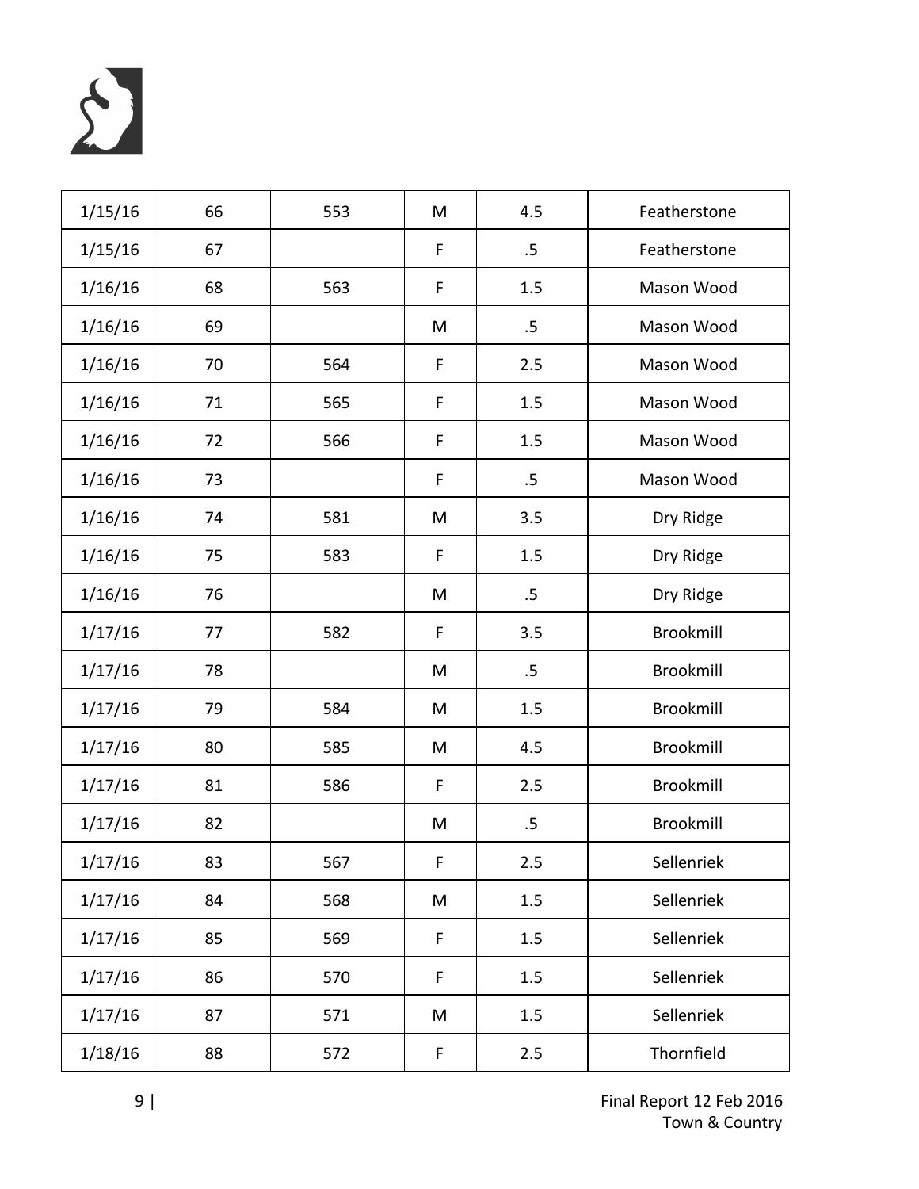| | | | | | |
|---|---|---|---|---|---|
| 1/15/16 | 66 | 553 | M | 4.5 | Featherstone |
| 1/15/16 | 67 | | F | .5 | Featherstone |
| 1/16/16 | 68 | 563 | F | 1.5 | Mason Wood |
| 1/16/16 | 69 | | M | .5 | Mason Wood |
| 1/16/16 | 70 | 564 | F | 2.5 | Mason Wood |
| 1/16/16 | 71 | 565 | F | 1.5 | Mason Wood |
| 1/16/16 | 72 | 566 | F | 1.5 | Mason Wood |
| 1/16/16 | 73 | | F | .5 | Mason Wood |
| 1/16/16 | 74 | 581 | M | 3.5 | Dry Ridge |
| 1/16/16 | 75 | 583 | F | 1.5 | Dry Ridge |
| 1/16/16 | 76 | | M | .5 | Dry Ridge |
| 1/17/16 | 77 | 582 | F | 3.5 | Brookmill |
| 1/17/16 | 78 | | M | .5 | Brookmill |
| 1/17/16 | 79 | 584 | M | 1.5 | Brookmill |
| 1/17/16 | 80 | 585 | M | 4.5 | Brookmill |
| 1/17/16 | 81 | 586 | F | 2.5 | Brookmill |
| 1/17/16 | 82 | | M | .5 | Brookmill |
| 1/17/16 | 83 | 567 | F | 2.5 | Sellenriek |
| 1/17/16 | 84 | 568 | M | 1.5 | Sellenriek |
| 1/17/16 | 85 | 569 | F | 1.5 | Sellenriek |
| 1/17/16 | 86 | 570 | F | 1.5 | Sellenriek |
| 1/17/16 | 87 | 571 | M | 1.5 | Sellenriek |
| 1/18/16 | 88 | 572 | F | 2.5 | Thornfield |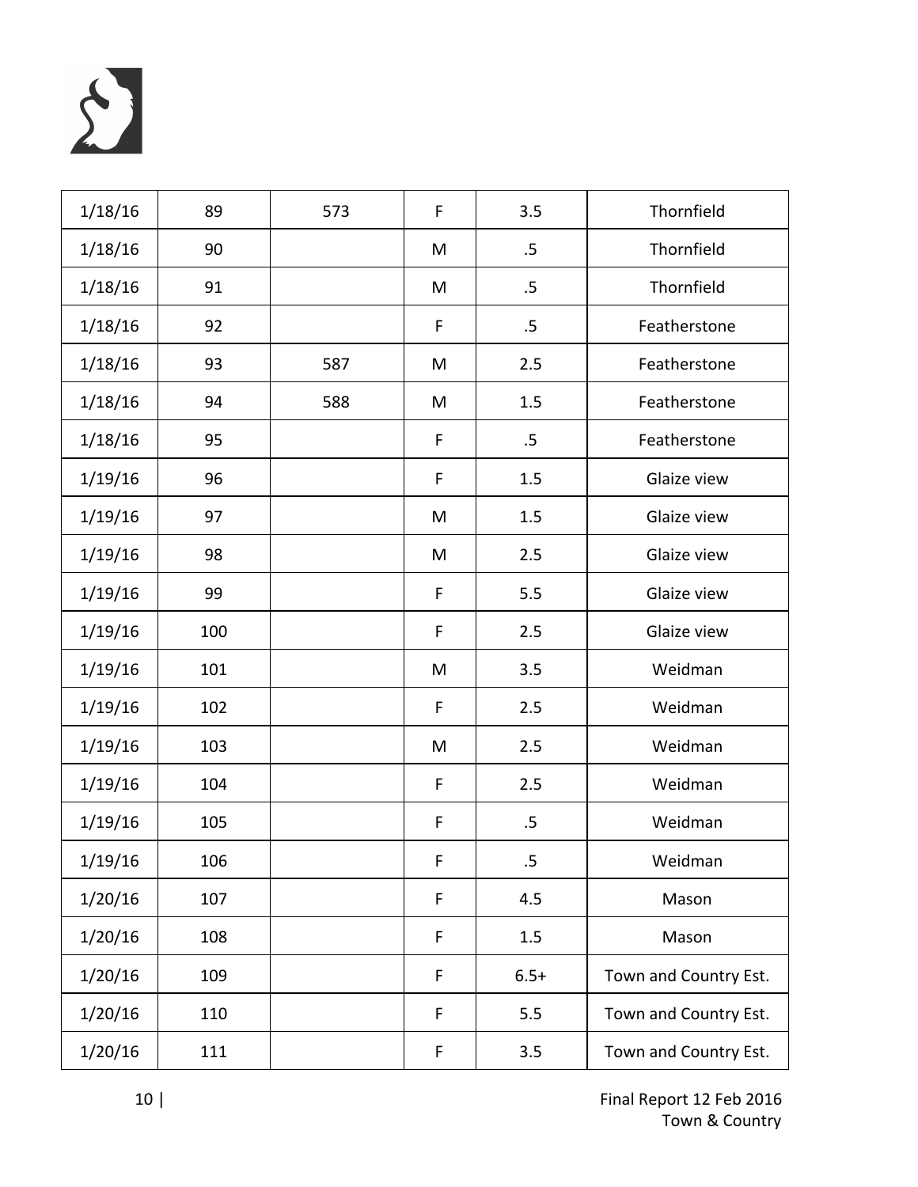| | | | | | |
|---|---|---|---|---|---|
| 1/18/16 | 89 | 573 | F | 3.5 | Thornfield |
| 1/18/16 | 90 | | M | .5 | Thornfield |
| 1/18/16 | 91 | | M | .5 | Thornfield |
| 1/18/16 | 92 | | F | .5 | Featherstone |
| 1/18/16 | 93 | 587 | M | 2.5 | Featherstone |
| 1/18/16 | 94 | 588 | M | 1.5 | Featherstone |
| 1/18/16 | 95 | | F | .5 | Featherstone |
| 1/19/16 | 96 | | F | 1.5 | Glaize view |
| 1/19/16 | 97 | | M | 1.5 | Glaize view |
| 1/19/16 | 98 | | M | 2.5 | Glaize view |
| 1/19/16 | 99 | | F | 5.5 | Glaize view |
| 1/19/16 | 100 | | F | 2.5 | Glaize view |
| 1/19/16 | 101 | | M | 3.5 | Weidman |
| 1/19/16 | 102 | | F | 2.5 | Weidman |
| 1/19/16 | 103 | | M | 2.5 | Weidman |
| 1/19/16 | 104 | | F | 2.5 | Weidman |
| 1/19/16 | 105 | | F | .5 | Weidman |
| 1/19/16 | 106 | | F | .5 | Weidman |
| 1/20/16 | 107 | | F | 4.5 | Mason |
| 1/20/16 | 108 | | F | 1.5 | Mason |
| 1/20/16 | 109 | | F | 6.5+ | Town and Country Est. |
| 1/20/16 | 110 | | F | 5.5 | Town and Country Est. |
| 1/20/16 | 111 | | F | 3.5 | Town and Country Est. |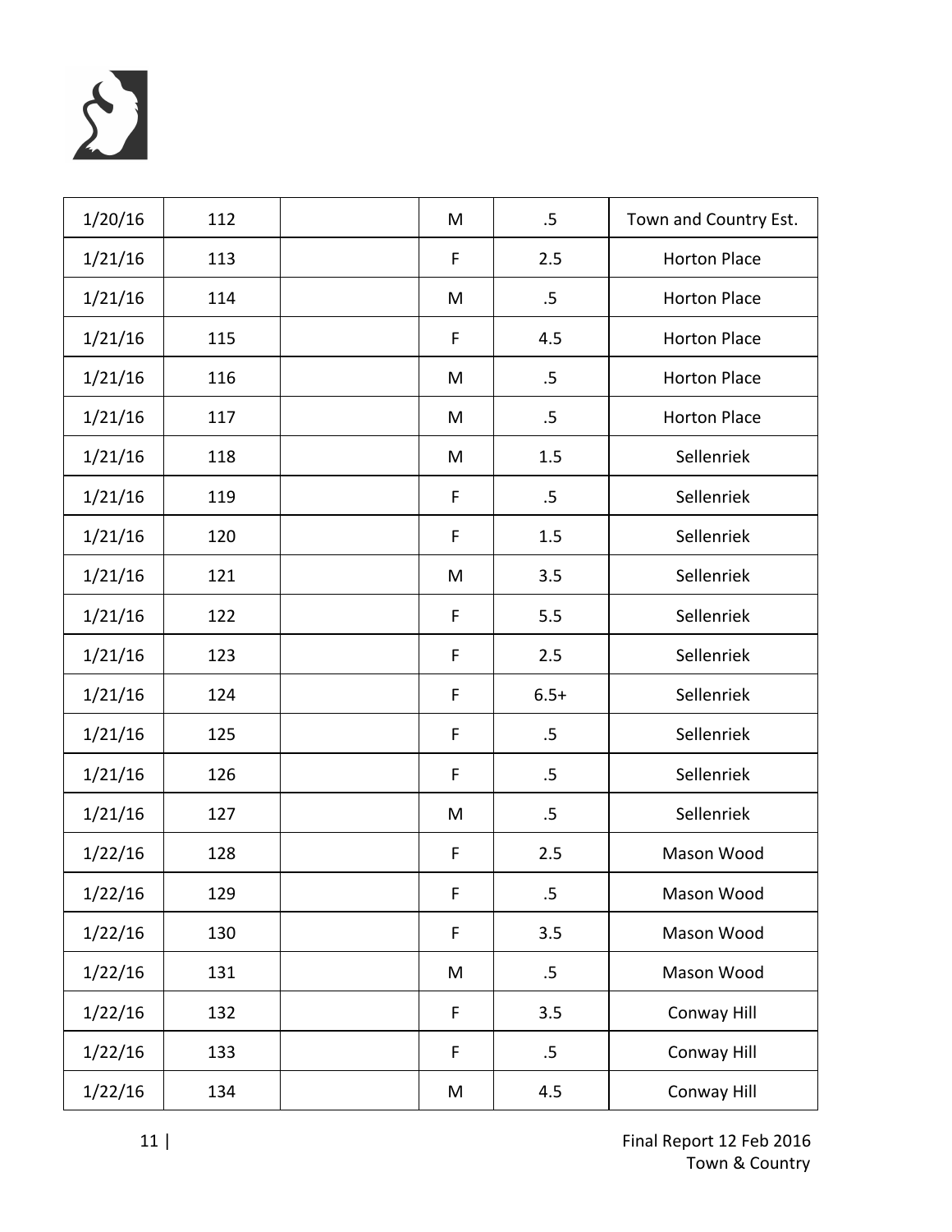| | | | | | |
|---|---|---|---|---|---|
| 1/20/16 | 112 | | M | .5 | Town and Country Est. |
| 1/21/16 | 113 | | F | 2.5 | Horton Place |
| 1/21/16 | 114 | | M | .5 | Horton Place |
| 1/21/16 | 115 | | F | 4.5 | Horton Place |
| 1/21/16 | 116 | | M | .5 | Horton Place |
| 1/21/16 | 117 | | M | .5 | Horton Place |
| 1/21/16 | 118 | | M | 1.5 | Sellenriek |
| 1/21/16 | 119 | | F | .5 | Sellenriek |
| 1/21/16 | 120 | | F | 1.5 | Sellenriek |
| 1/21/16 | 121 | | M | 3.5 | Sellenriek |
| 1/21/16 | 122 | | F | 5.5 | Sellenriek |
| 1/21/16 | 123 | | F | 2.5 | Sellenriek |
| 1/21/16 | 124 | | F | 6.5+ | Sellenriek |
| 1/21/16 | 125 | | F | .5 | Sellenriek |
| 1/21/16 | 126 | | F | .5 | Sellenriek |
| 1/21/16 | 127 | | M | .5 | Sellenriek |
| 1/22/16 | 128 | | F | 2.5 | Mason Wood |
| 1/22/16 | 129 | | F | .5 | Mason Wood |
| 1/22/16 | 130 | | F | 3.5 | Mason Wood |
| 1/22/16 | 131 | | M | .5 | Mason Wood |
| 1/22/16 | 132 | | F | 3.5 | Conway Hill |
| 1/22/16 | 133 | | F | .5 | Conway Hill |
| 1/22/16 | 134 | | M | 4.5 | Conway Hill |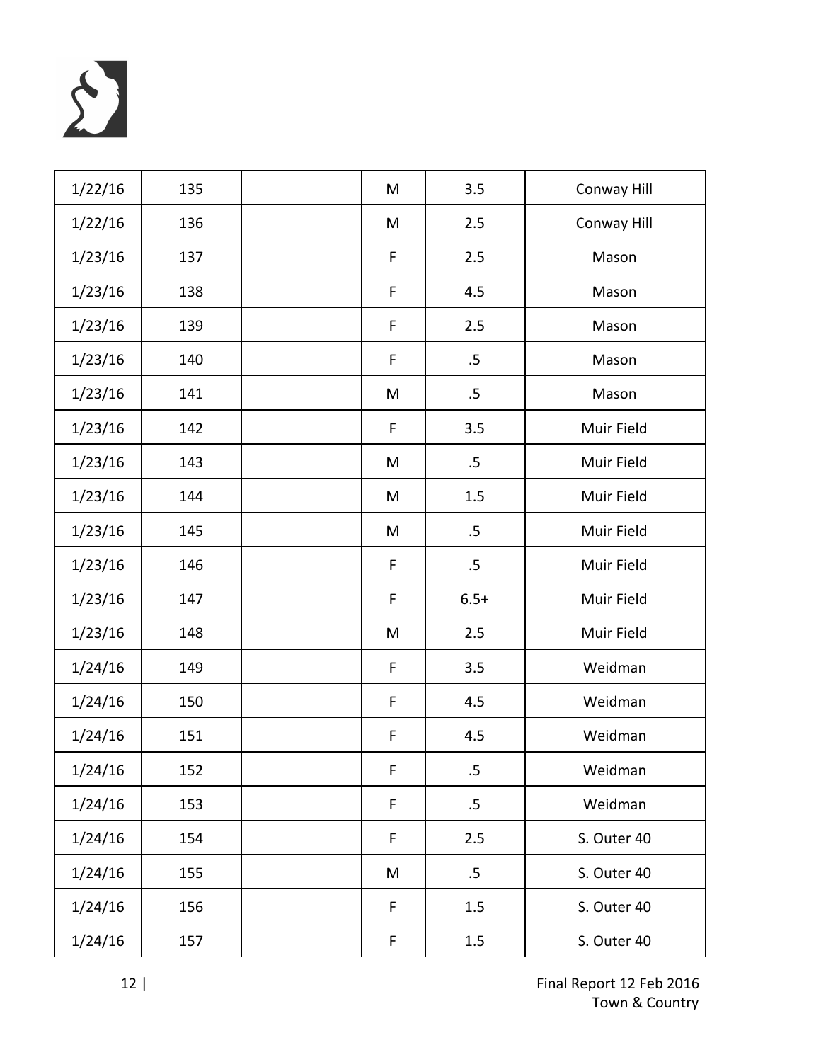| | | | | | |
|---|---|---|---|---|---|
| 1/22/16 | 135 | | M | 3.5 | Conway Hill |
| 1/22/16 | 136 | | M | 2.5 | Conway Hill |
| 1/23/16 | 137 | | F | 2.5 | Mason |
| 1/23/16 | 138 | | F | 4.5 | Mason |
| 1/23/16 | 139 | | F | 2.5 | Mason |
| 1/23/16 | 140 | | F | .5 | Mason |
| 1/23/16 | 141 | | M | .5 | Mason |
| 1/23/16 | 142 | | F | 3.5 | Muir Field |
| 1/23/16 | 143 | | M | .5 | Muir Field |
| 1/23/16 | 144 | | M | 1.5 | Muir Field |
| 1/23/16 | 145 | | M | .5 | Muir Field |
| 1/23/16 | 146 | | F | .5 | Muir Field |
| 1/23/16 | 147 | | F | 6.5+ | Muir Field |
| 1/23/16 | 148 | | M | 2.5 | Muir Field |
| 1/24/16 | 149 | | F | 3.5 | Weidman |
| 1/24/16 | 150 | | F | 4.5 | Weidman |
| 1/24/16 | 151 | | F | 4.5 | Weidman |
| 1/24/16 | 152 | | F | .5 | Weidman |
| 1/24/16 | 153 | | F | .5 | Weidman |
| 1/24/16 | 154 | | F | 2.5 | S. Outer 40 |
| 1/24/16 | 155 | | M | .5 | S. Outer 40 |
| 1/24/16 | 156 | | F | 1.5 | S. Outer 40 |
| 1/24/16 | 157 | | F | 1.5 | S. Outer 40 |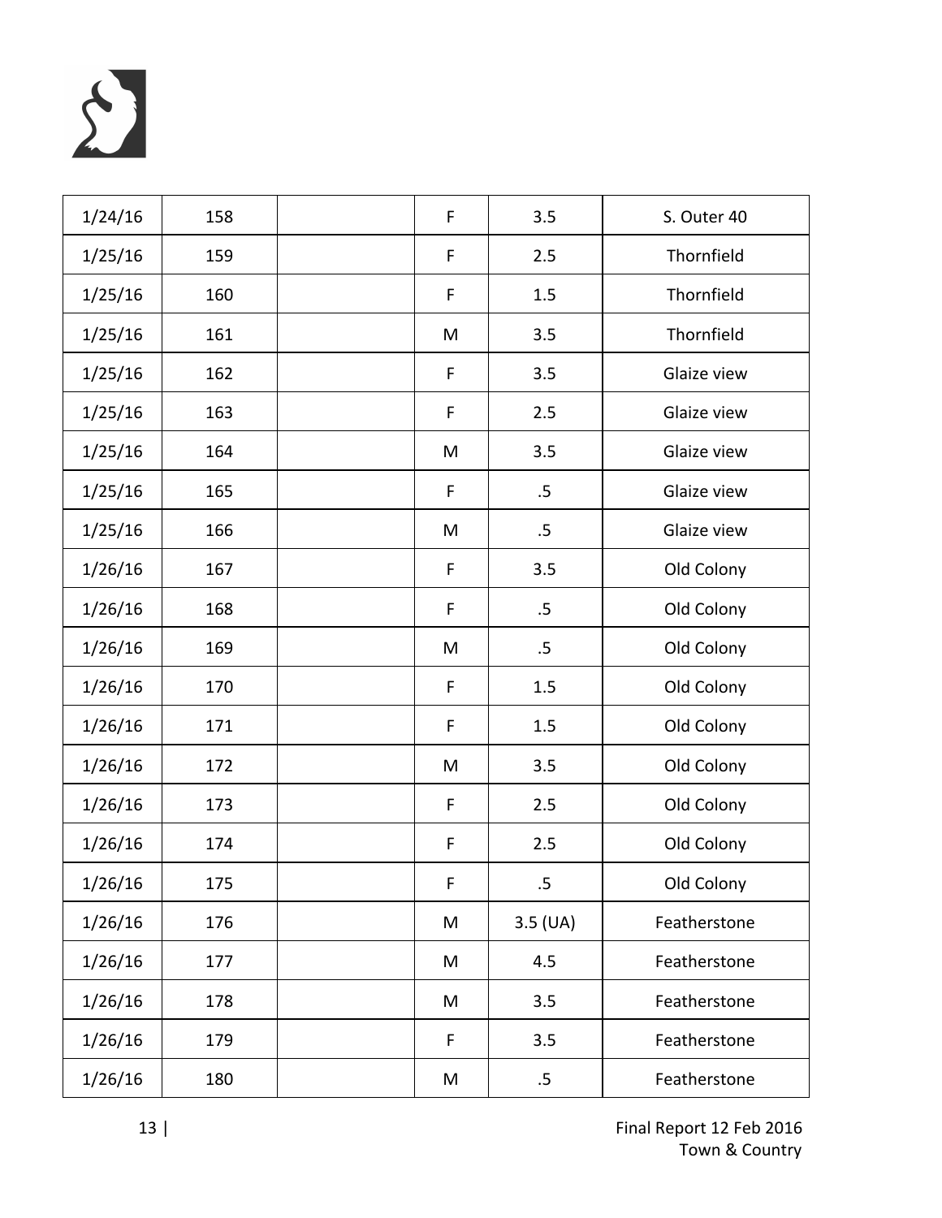| | | | | | |
|---|---|---|---|---|---|
| 1/24/16 | 158 | | F | 3.5 | S. Outer 40 |
| 1/25/16 | 159 | | F | 2.5 | Thornfield |
| 1/25/16 | 160 | | F | 1.5 | Thornfield |
| 1/25/16 | 161 | | M | 3.5 | Thornfield |
| 1/25/16 | 162 | | F | 3.5 | Glaize view |
| 1/25/16 | 163 | | F | 2.5 | Glaize view |
| 1/25/16 | 164 | | M | 3.5 | Glaize view |
| 1/25/16 | 165 | | F | .5 | Glaize view |
| 1/25/16 | 166 | | M | .5 | Glaize view |
| 1/26/16 | 167 | | F | 3.5 | Old Colony |
| 1/26/16 | 168 | | F | .5 | Old Colony |
| 1/26/16 | 169 | | M | .5 | Old Colony |
| 1/26/16 | 170 | | F | 1.5 | Old Colony |
| 1/26/16 | 171 | | F | 1.5 | Old Colony |
| 1/26/16 | 172 | | M | 3.5 | Old Colony |
| 1/26/16 | 173 | | F | 2.5 | Old Colony |
| 1/26/16 | 174 | | F | 2.5 | Old Colony |
| 1/26/16 | 175 | | F | .5 | Old Colony |
| 1/26/16 | 176 | | M | 3.5 (UA) | Featherstone |
| 1/26/16 | 177 | | M | 4.5 | Featherstone |
| 1/26/16 | 178 | | M | 3.5 | Featherstone |
| 1/26/16 | 179 | | F | 3.5 | Featherstone |
| 1/26/16 | 180 | | M | .5 | Featherstone |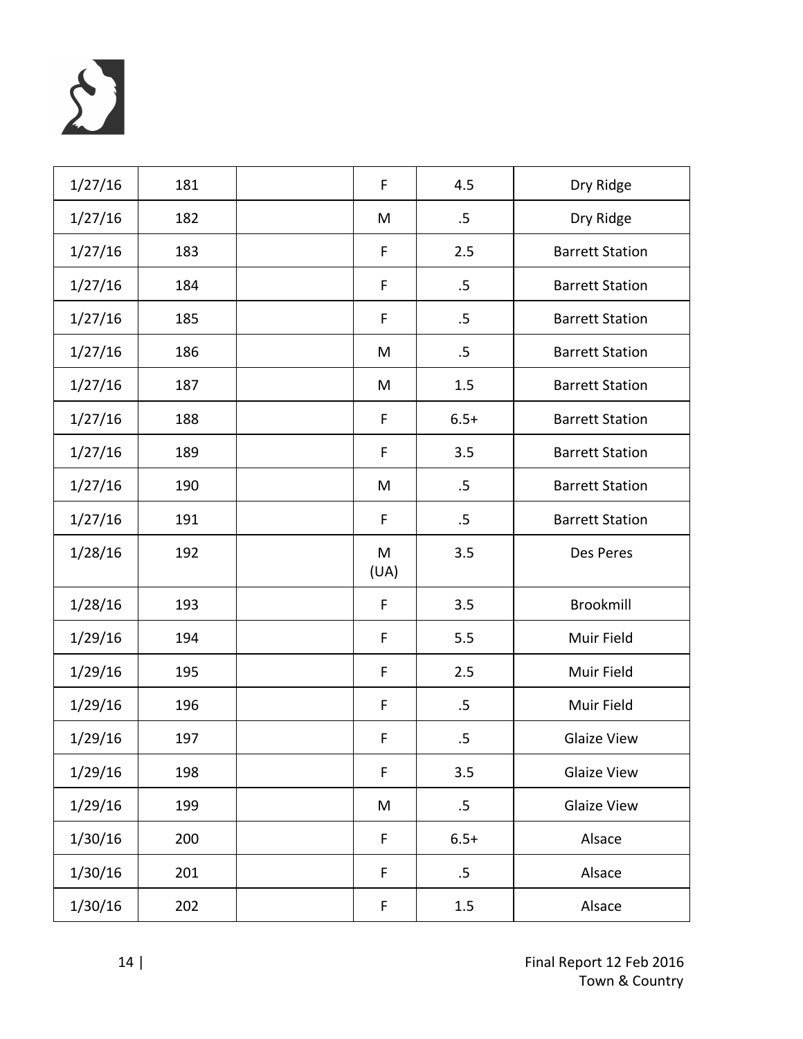| 1/27/16 | 181 | | F | 4.5 | Dry Ridge |
|---|---|---|---|---|---|
| 1/27/16 | 182 | | M | .5 | Dry Ridge |
| 1/27/16 | 183 | | F | 2.5 | Barrett Station |
| 1/27/16 | 184 | | F | .5 | Barrett Station |
| 1/27/16 | 185 | | F | .5 | Barrett Station |
| 1/27/16 | 186 | | M | .5 | Barrett Station |
| 1/27/16 | 187 | | M | 1.5 | Barrett Station |
| 1/27/16 | 188 | | F | 6.5+ | Barrett Station |
| 1/27/16 | 189 | | F | 3.5 | Barrett Station |
| 1/27/16 | 190 | | M | .5 | Barrett Station |
| 1/27/16 | 191 | | F | .5 | Barrett Station |
| 1/28/16 | 192 | | M (UA) | 3.5 | Des Peres |
| 1/28/16 | 193 | | F | 3.5 | Brookmill |
| 1/29/16 | 194 | | F | 5.5 | Muir Field |
| 1/29/16 | 195 | | F | 2.5 | Muir Field |
| 1/29/16 | 196 | | F | .5 | Muir Field |
| 1/29/16 | 197 | | F | .5 | Glaize View |
| 1/29/16 | 198 | | F | 3.5 | Glaize View |
| 1/29/16 | 199 | | M | .5 | Glaize View |
| 1/30/16 | 200 | | F | 6.5+ | Alsace |
| 1/30/16 | 201 | | F | .5 | Alsace |
| 1/30/16 | 202 | | F | 1.5 | Alsace |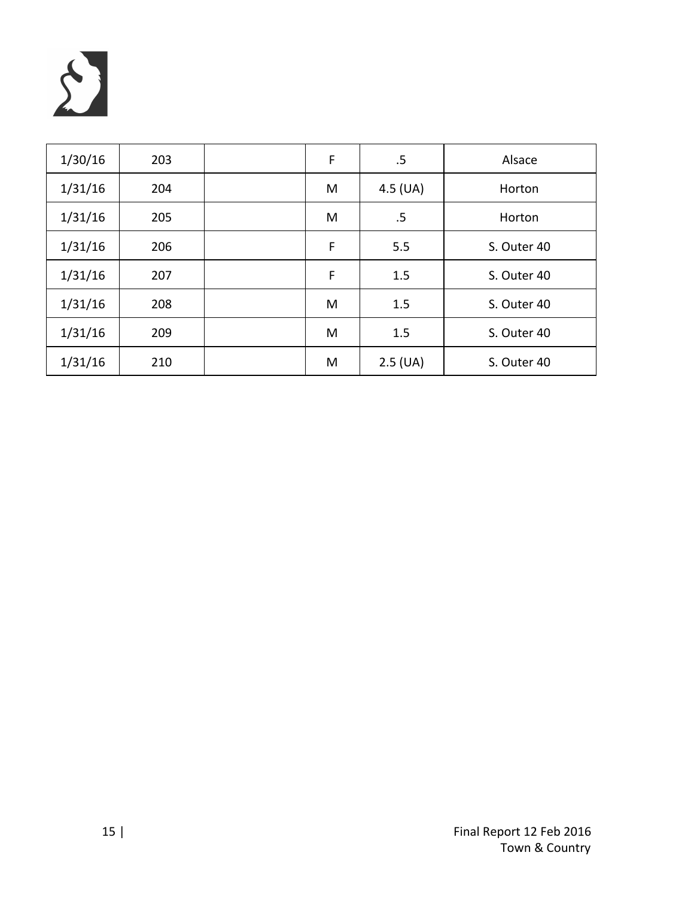| | | | | | |
|---|---|---|---|---|---|
| 1/30/16 | 203 | | F | .5 | Alsace |
| 1/31/16 | 204 | | M | 4.5 (UA) | Horton |
| 1/31/16 | 205 | | M | .5 | Horton |
| 1/31/16 | 206 | | F | 5.5 | S. Outer 40 |
| 1/31/16 | 207 | | F | 1.5 | S. Outer 40 |
| 1/31/16 | 208 | | M | 1.5 | S. Outer 40 |
| 1/31/16 | 209 | | M | 1.5 | S. Outer 40 |
| 1/31/16 | 210 | | M | 2.5 (UA) | S. Outer 40 |